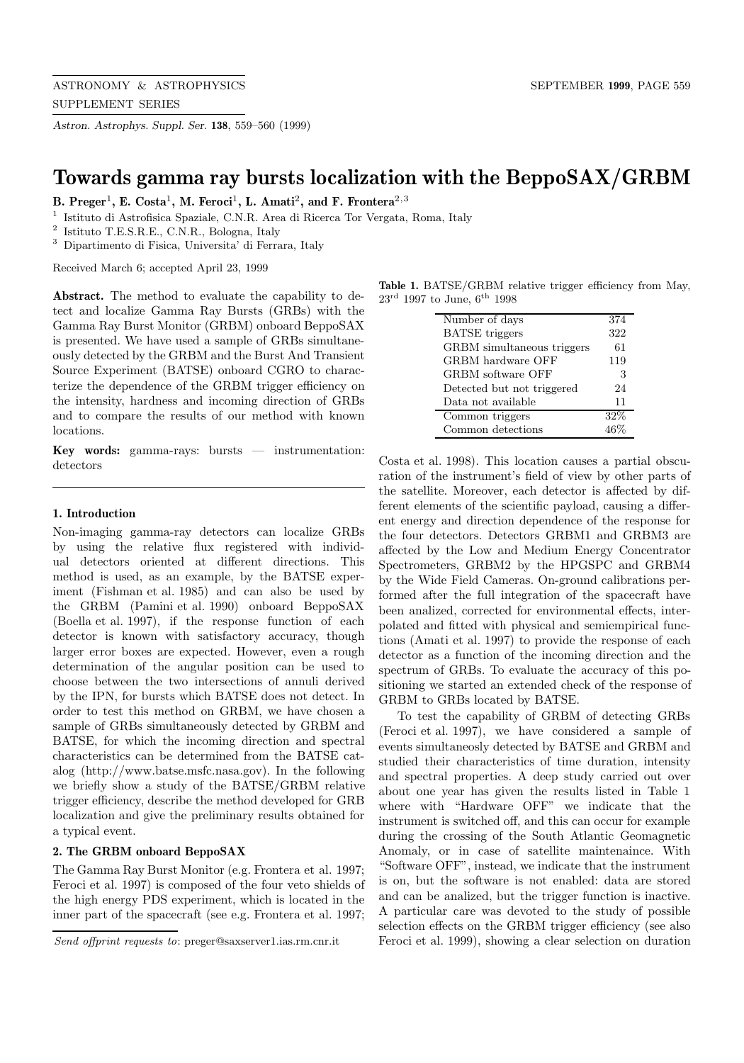# Towards gamma ray bursts localization with the BeppoSAX/GRBM

**B. Preger[1], E. Costa[1], M. Feroci[1], L. Amati[2], and F. Frontera[2,3]**

[1] Istituto di Astrofisica Spaziale, C.N.R. Area di Ricerca Tor Vergata, Roma, Italy

[2] Istituto T.E.S.R.E., C.N.R., Bologna, Italy

[3] Dipartimento di Fisica, Universita' di Ferrara, Italy

Received March 6; accepted April 23, 1999

**Abstract.** The method to evaluate the capability to detect and localize Gamma Ray Bursts (GRBs) with the Gamma Ray Burst Monitor (GRBM) onboard BeppoSAX is presented. We have used a sample of GRBs simultaneously detected by the GRBM and the Burst And Transient Source Experiment (BATSE) onboard CGRO to characterize the dependence of the GRBM trigger efficiency on the intensity, hardness and incoming direction of GRBs and to compare the results of our method with known locations.

**Key words:** gamma-rays: bursts — instrumentation: detectors

## 1. Introduction

Non-imaging gamma-ray detectors can localize GRBs by using the relative flux registered with individual detectors oriented at different directions. This method is used, as an example, by the BATSE experiment (Fishman et al. 1985) and can also be used by the GRBM (Pamini et al. 1990) onboard BeppoSAX (Boella et al. 1997), if the response function of each detector is known with satisfactory accuracy, though larger error boxes are expected. However, even a rough determination of the angular position can be used to choose between the two intersections of annuli derived by the IPN, for bursts which BATSE does not detect. In order to test this method on GRBM, we have chosen a sample of GRBs simultaneously detected by GRBM and BATSE, for which the incoming direction and spectral characteristics can be determined from the BATSE catalog (http://www.batse.msfc.nasa.gov). In the following we briefly show a study of the BATSE/GRBM relative trigger efficiency, describe the method developed for GRB localization and give the preliminary results obtained for a typical event.

## 2. The GRBM onboard BeppoSAX

The Gamma Ray Burst Monitor (e.g. Frontera et al. 1997; Feroci et al. 1997) is composed of the four veto shields of the high energy PDS experiment, which is located in the inner part of the spacecraft (see e.g. Frontera et al. 1997; Costa et al. 1998). This location causes a partial obscuration of the instrument's field of view by other parts of the satellite. Moreover, each detector is affected by different elements of the scientific payload, causing a different energy and direction dependence of the response for the four detectors. Detectors GRBM1 and GRBM3 are affected by the Low and Medium Energy Concentrator Spectrometers, GRBM2 by the HPGSPC and GRBM4 by the Wide Field Cameras. On-ground calibrations performed after the full integration of the spacecraft have been analized, corrected for environmental effects, interpolated and fitted with physical and semiempirical functions (Amati et al. 1997) to provide the response of each detector as a function of the incoming direction and the spectrum of GRBs. To evaluate the accuracy of this positioning we started an extended check of the response of GRBM to GRBs located by BATSE.

**Table 1.** BATSE/GRBM relative trigger efficiency from May, 23[rd] 1997 to June, 6[th] 1998

| | |
|---|---|
| Number of days | 374 |
| BATSE triggers | 322 |
| GRBM simultaneous triggers | 61 |
| GRBM hardware OFF | 119 |
| GRBM software OFF | 3 |
| Detected but not triggered | 24 |
| Data not available | 11 |
| Common triggers | 32% |
| Common detections | 46% |

To test the capability of GRBM of detecting GRBs (Feroci et al. 1997), we have considered a sample of events simultaneosly detected by BATSE and GRBM and studied their characteristics of time duration, intensity and spectral properties. A deep study carried out over about one year has given the results listed in Table 1 where with "Hardware OFF" we indicate that the instrument is switched off, and this can occur for example during the crossing of the South Atlantic Geomagnetic Anomaly, or in case of satellite maintenaince. With "Software OFF", instead, we indicate that the instrument is on, but the software is not enabled: data are stored and can be analized, but the trigger function is inactive. A particular care was devoted to the study of possible selection effects on the GRBM trigger efficiency (see also Feroci et al. 1999), showing a clear selection on duration

*Send offprint requests to*: preger@saxserver1.ias.rm.cnr.it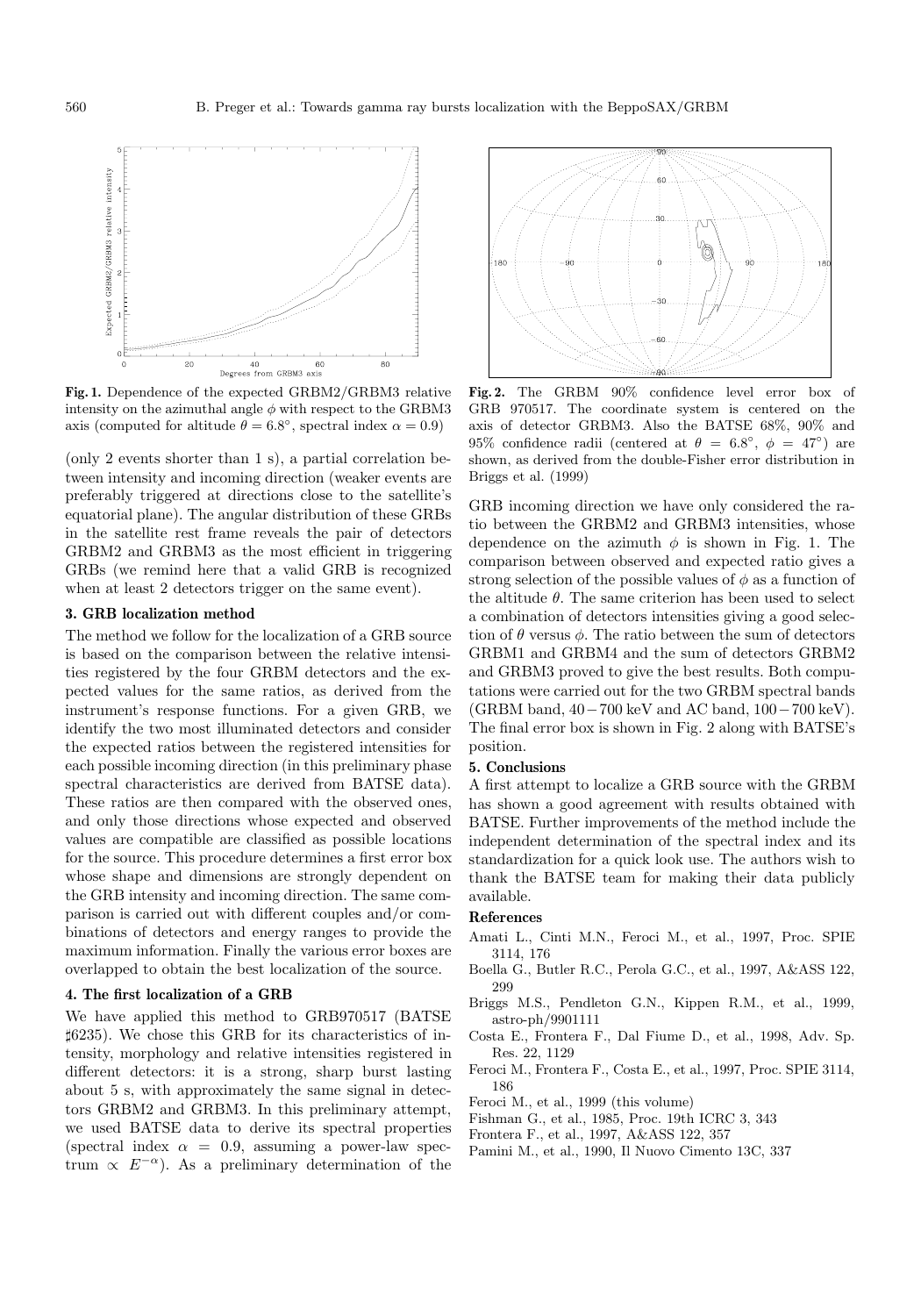Expected GRBM2/GRBM3 relative intensity

0 1 2 3 4 5

0 20 40 60 80

Degrees from GRBM3 axis

**Fig. 1.** Dependence of the expected GRBM2/GRBM3 relative intensity on the azimuthal angle $\phi$ with respect to the GRBM3 axis (computed for altitude $\theta = 6.8^\circ$, spectral index $\alpha = 0.9$)

90 60 30 −180 −90 0 90 180 −30 −60 −90

**Fig. 2.** The GRBM 90% confidence level error box of GRB 970517. The coordinate system is centered on the axis of detector GRBM3. Also the BATSE 68%, 90% and 95% confidence radii (centered at $\theta = 6.8^\circ$, $\phi = 47^\circ$) are shown, as derived from the double-Fisher error distribution in Briggs et al. (1999)

(only 2 events shorter than 1 s), a partial correlation between intensity and incoming direction (weaker events are preferably triggered at directions close to the satellite's equatorial plane). The angular distribution of these GRBs in the satellite rest frame reveals the pair of detectors GRBM2 and GRBM3 as the most efficient in triggering GRBs (we remind here that a valid GRB is recognized when at least 2 detectors trigger on the same event).

## 3. GRB localization method

The method we follow for the localization of a GRB source is based on the comparison between the relative intensities registered by the four GRBM detectors and the expected values for the same ratios, as derived from the instrument's response functions. For a given GRB, we identify the two most illuminated detectors and consider the expected ratios between the registered intensities for each possible incoming direction (in this preliminary phase spectral characteristics are derived from BATSE data). These ratios are then compared with the observed ones, and only those directions whose expected and observed values are compatible are classified as possible locations for the source. This procedure determines a first error box whose shape and dimensions are strongly dependent on the GRB intensity and incoming direction. The same comparison is carried out with different couples and/or combinations of detectors and energy ranges to provide the maximum information. Finally the various error boxes are overlapped to obtain the best localization of the source.

## 4. The first localization of a GRB

We have applied this method to GRB970517 (BATSE ♯6235). We chose this GRB for its characteristics of intensity, morphology and relative intensities registered in different detectors: it is a strong, sharp burst lasting about 5 s, with approximately the same signal in detectors GRBM2 and GRBM3. In this preliminary attempt, we used BATSE data to derive its spectral properties (spectral index $\alpha = 0.9$, assuming a power-law spectrum $\propto E^{-\alpha}$). As a preliminary determination of the GRB incoming direction we have only considered the ratio between the GRBM2 and GRBM3 intensities, whose dependence on the azimuth $\phi$ is shown in Fig. 1. The comparison between observed and expected ratio gives a strong selection of the possible values of $\phi$ as a function of the altitude $\theta$. The same criterion has been used to select a combination of detectors intensities giving a good selection of $\theta$ versus $\phi$. The ratio between the sum of detectors GRBM1 and GRBM4 and the sum of detectors GRBM2 and GRBM3 proved to give the best results. Both computations were carried out for the two GRBM spectral bands (GRBM band, $40-700$ keV and AC band, $100-700$ keV). The final error box is shown in Fig. 2 along with BATSE's position.

## 5. Conclusions

A first attempt to localize a GRB source with the GRBM has shown a good agreement with results obtained with BATSE. Further improvements of the method include the independent determination of the spectral index and its standardization for a quick look use. The authors wish to thank the BATSE team for making their data publicly available.

## References

Amati L., Cinti M.N., Feroci M., et al., 1997, Proc. SPIE 3114, 176

Boella G., Butler R.C., Perola G.C., et al., 1997, A&ASS 122, 299

Briggs M.S., Pendleton G.N., Kippen R.M., et al., 1999, astro-ph/9901111

Costa E., Frontera F., Dal Fiume D., et al., 1998, Adv. Sp. Res. 22, 1129

Feroci M., Frontera F., Costa E., et al., 1997, Proc. SPIE 3114, 186

Feroci M., et al., 1999 (this volume)

Fishman G., et al., 1985, Proc. 19th ICRC 3, 343

Frontera F., et al., 1997, A&ASS 122, 357

Pamini M., et al., 1990, Il Nuovo Cimento 13C, 337